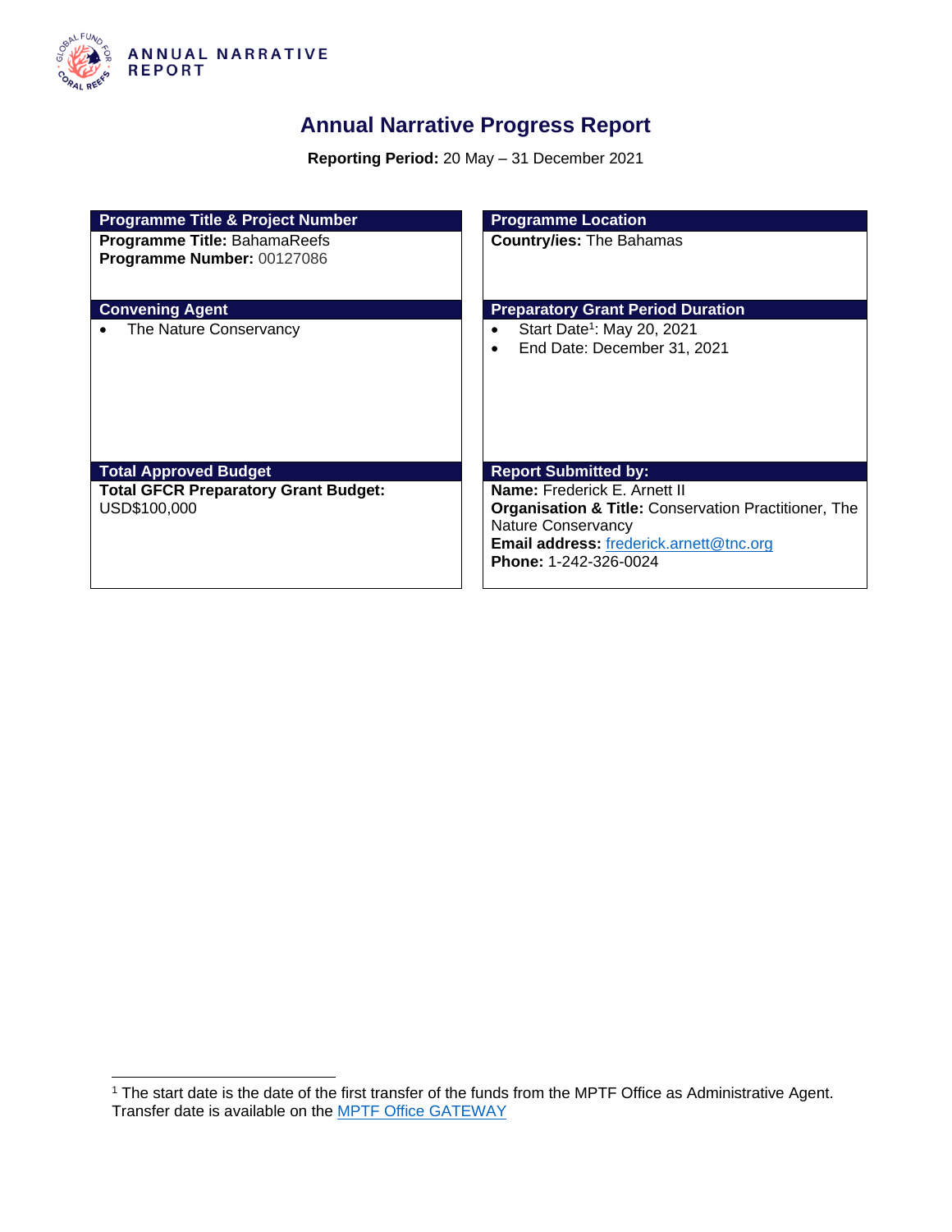ANNUAL NARRATIVE REPORT

# Annual Narrative Progress Report

**Reporting Period:** 20 May – 31 December 2021

| Programme Title & Project Number | Programme Location |
| --- | --- |
| **Programme Title:** BahamaReefs<br>**Programme Number:** 00127086 | **Country/ies:** The Bahamas |
| **Convening Agent** | **Preparatory Grant Period Duration** |
| • The Nature Conservancy | • Start Date[1]: May 20, 2021<br>• End Date: December 31, 2021 |
| **Total Approved Budget** | **Report Submitted by:** |
| **Total GFCR Preparatory Grant Budget:** USD$100,000 | **Name:** Frederick E. Arnett II<br>**Organisation & Title:** Conservation Practitioner, The Nature Conservancy<br>**Email address:** [frederick.arnett@tnc.org](mailto:frederick.arnett@tnc.org)<br>**Phone:** 1-242-326-0024 |

[1] The start date is the date of the first transfer of the funds from the MPTF Office as Administrative Agent. Transfer date is available on the MPTF Office GATEWAY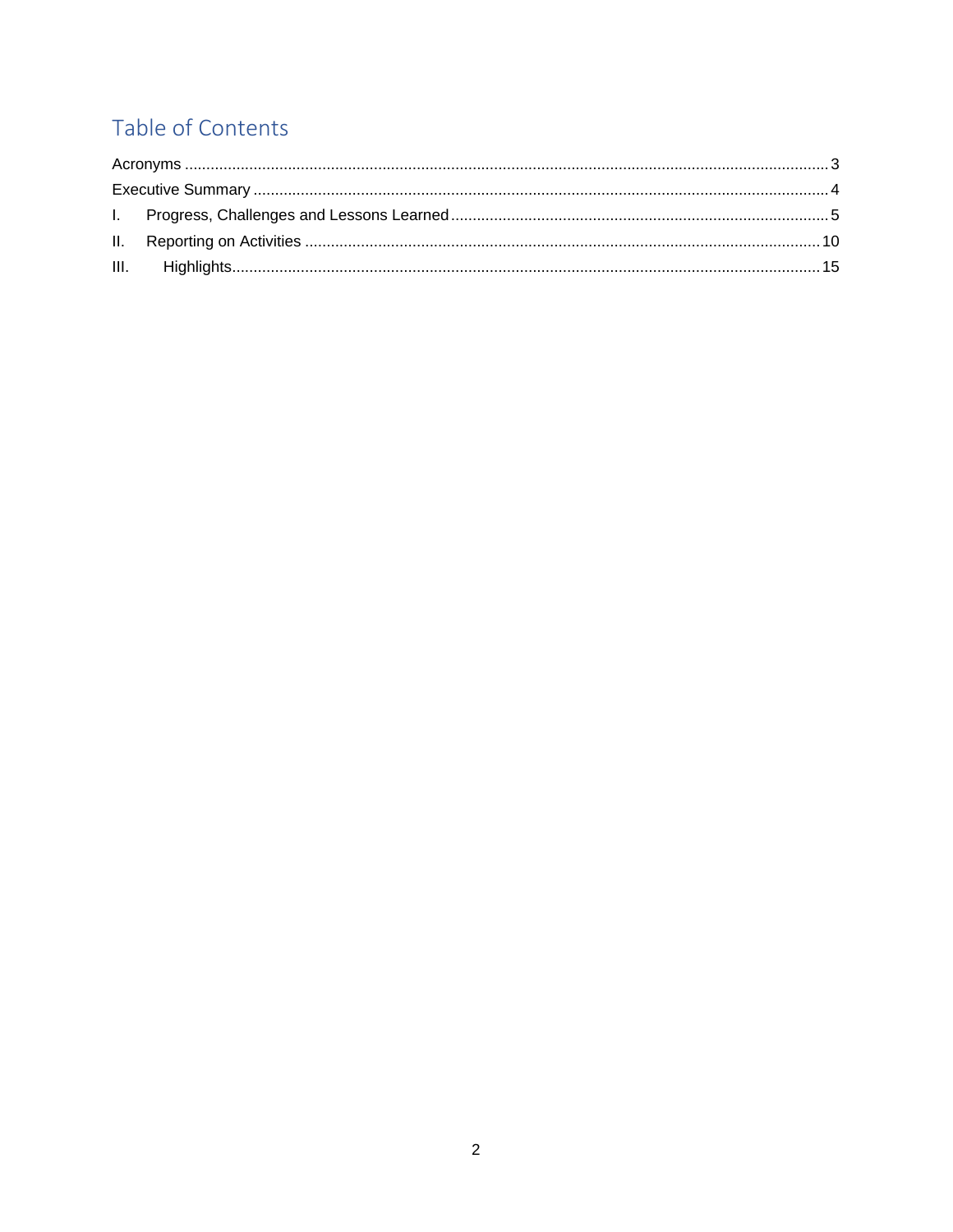# Table of Contents

Acronyms ..... 3

Executive Summary ..... 4

I. Progress, Challenges and Lessons Learned ..... 5

II. Reporting on Activities ..... 10

III. Highlights ..... 15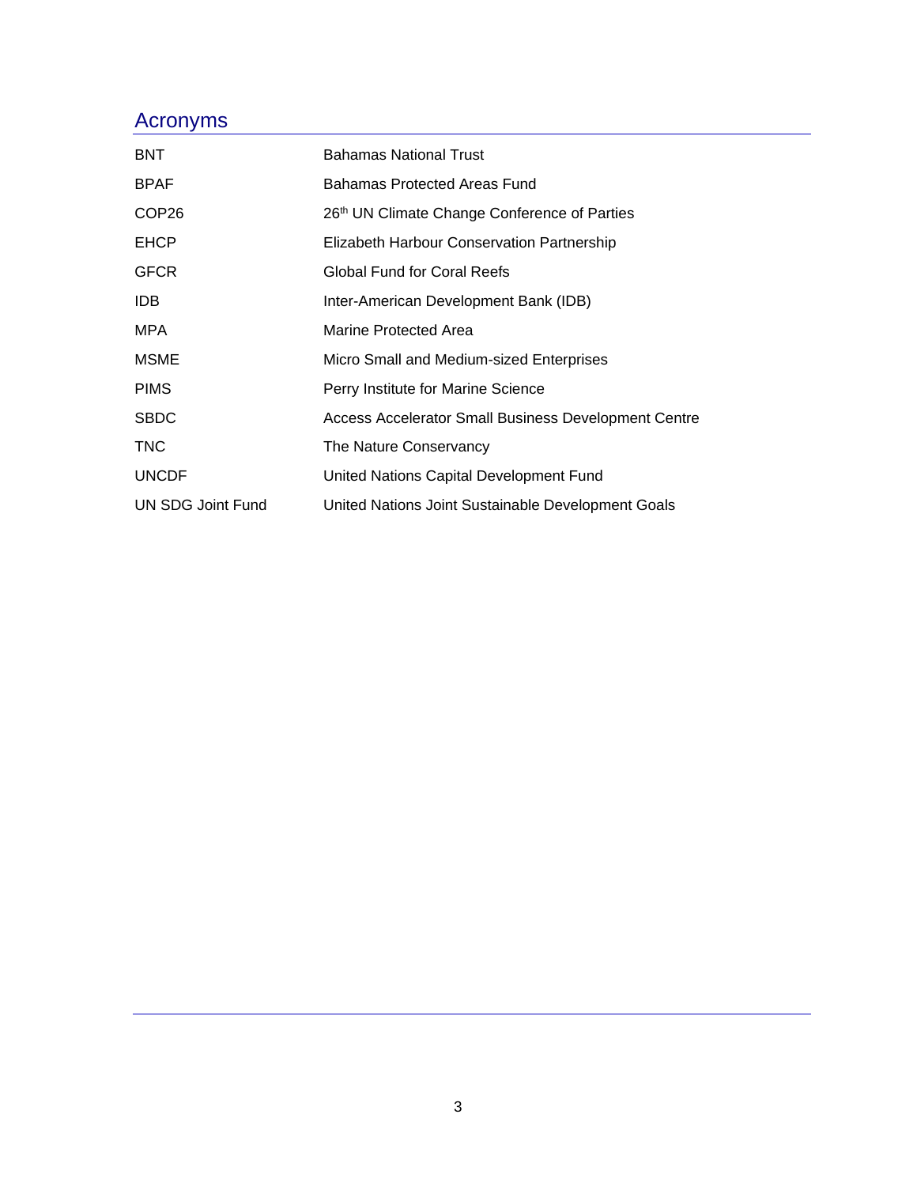## Acronyms

| | |
|---|---|
| BNT | Bahamas National Trust |
| BPAF | Bahamas Protected Areas Fund |
| COP26 | 26th UN Climate Change Conference of Parties |
| EHCP | Elizabeth Harbour Conservation Partnership |
| GFCR | Global Fund for Coral Reefs |
| IDB | Inter-American Development Bank (IDB) |
| MPA | Marine Protected Area |
| MSME | Micro Small and Medium-sized Enterprises |
| PIMS | Perry Institute for Marine Science |
| SBDC | Access Accelerator Small Business Development Centre |
| TNC | The Nature Conservancy |
| UNCDF | United Nations Capital Development Fund |
| UN SDG Joint Fund | United Nations Joint Sustainable Development Goals |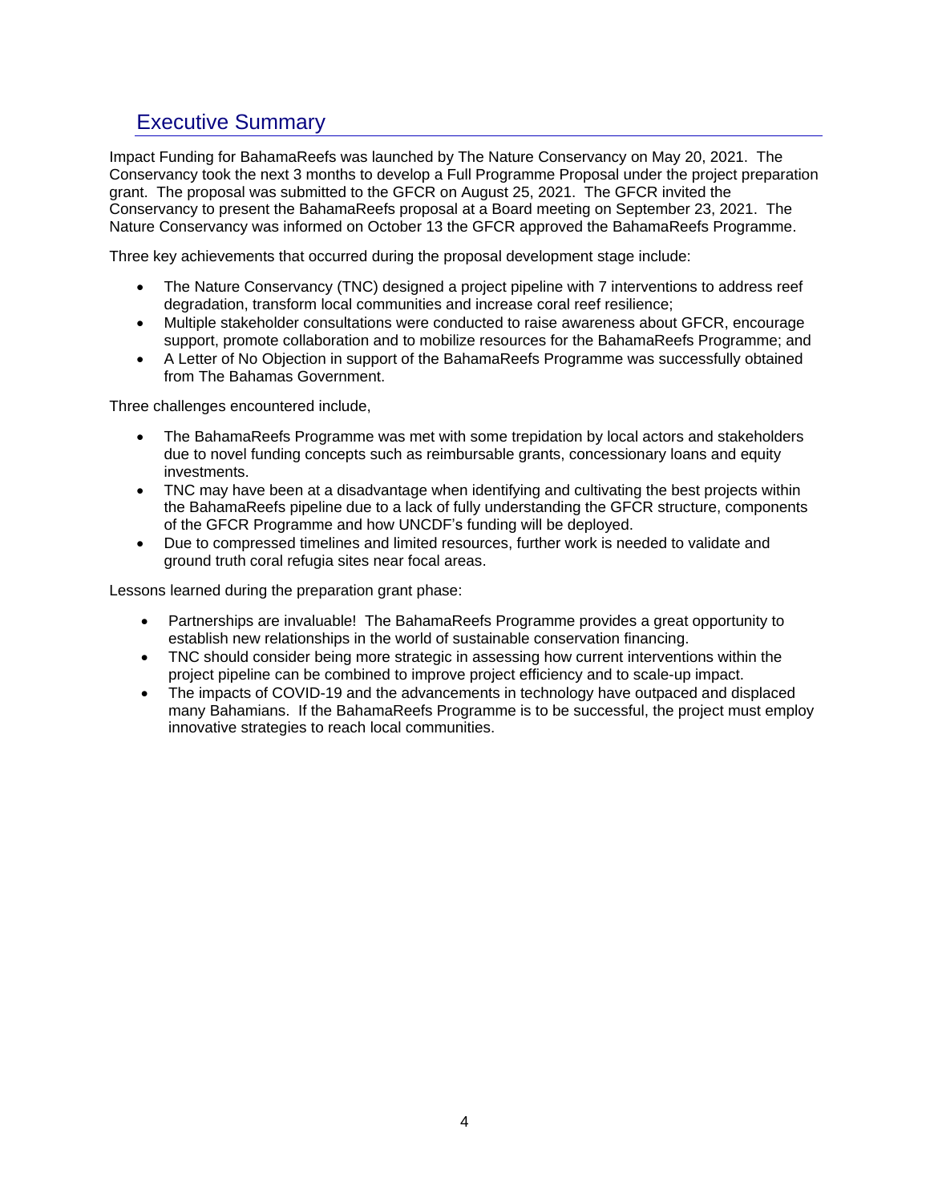# Executive Summary

Impact Funding for BahamaReefs was launched by The Nature Conservancy on May 20, 2021. The Conservancy took the next 3 months to develop a Full Programme Proposal under the project preparation grant. The proposal was submitted to the GFCR on August 25, 2021. The GFCR invited the Conservancy to present the BahamaReefs proposal at a Board meeting on September 23, 2021. The Nature Conservancy was informed on October 13 the GFCR approved the BahamaReefs Programme.

Three key achievements that occurred during the proposal development stage include:

- The Nature Conservancy (TNC) designed a project pipeline with 7 interventions to address reef degradation, transform local communities and increase coral reef resilience;
- Multiple stakeholder consultations were conducted to raise awareness about GFCR, encourage support, promote collaboration and to mobilize resources for the BahamaReefs Programme; and
- A Letter of No Objection in support of the BahamaReefs Programme was successfully obtained from The Bahamas Government.

Three challenges encountered include,

- The BahamaReefs Programme was met with some trepidation by local actors and stakeholders due to novel funding concepts such as reimbursable grants, concessionary loans and equity investments.
- TNC may have been at a disadvantage when identifying and cultivating the best projects within the BahamaReefs pipeline due to a lack of fully understanding the GFCR structure, components of the GFCR Programme and how UNCDF's funding will be deployed.
- Due to compressed timelines and limited resources, further work is needed to validate and ground truth coral refugia sites near focal areas.

Lessons learned during the preparation grant phase:

- Partnerships are invaluable! The BahamaReefs Programme provides a great opportunity to establish new relationships in the world of sustainable conservation financing.
- TNC should consider being more strategic in assessing how current interventions within the project pipeline can be combined to improve project efficiency and to scale-up impact.
- The impacts of COVID-19 and the advancements in technology have outpaced and displaced many Bahamians. If the BahamaReefs Programme is to be successful, the project must employ innovative strategies to reach local communities.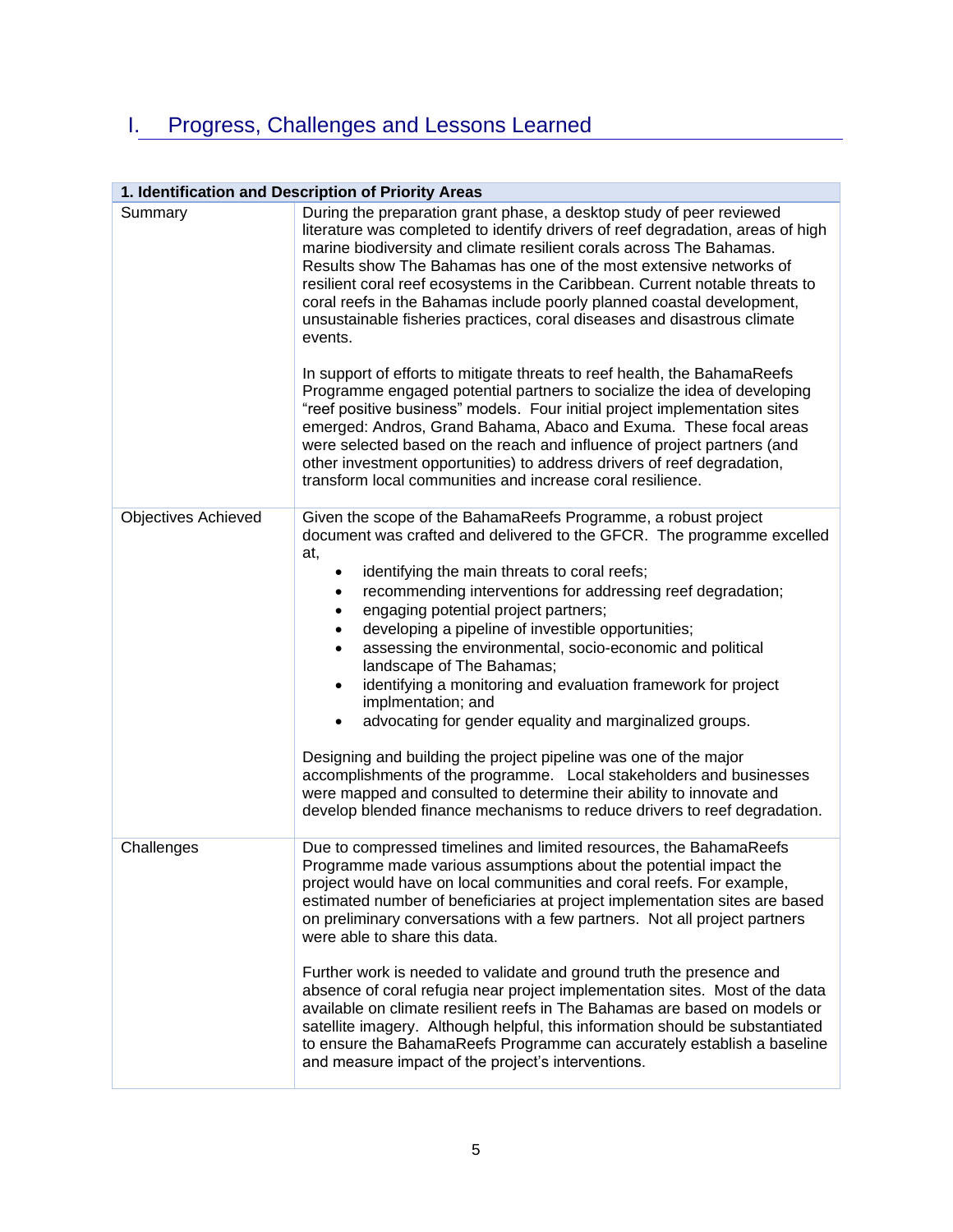# I. Progress, Challenges and Lessons Learned

| 1. Identification and Description of Priority Areas | |
|---|---|
| Summary | During the preparation grant phase, a desktop study of peer reviewed literature was completed to identify drivers of reef degradation, areas of high marine biodiversity and climate resilient corals across The Bahamas. Results show The Bahamas has one of the most extensive networks of resilient coral reef ecosystems in the Caribbean. Current notable threats to coral reefs in the Bahamas include poorly planned coastal development, unsustainable fisheries practices, coral diseases and disastrous climate events.<br><br>In support of efforts to mitigate threats to reef health, the BahamaReefs Programme engaged potential partners to socialize the idea of developing "reef positive business" models. Four initial project implementation sites emerged: Andros, Grand Bahama, Abaco and Exuma. These focal areas were selected based on the reach and influence of project partners (and other investment opportunities) to address drivers of reef degradation, transform local communities and increase coral resilience. |
| Objectives Achieved | Given the scope of the BahamaReefs Programme, a robust project document was crafted and delivered to the GFCR. The programme excelled at,<br>• identifying the main threats to coral reefs;<br>• recommending interventions for addressing reef degradation;<br>• engaging potential project partners;<br>• developing a pipeline of investible opportunities;<br>• assessing the environmental, socio-economic and political landscape of The Bahamas;<br>• identifying a monitoring and evaluation framework for project implmentation; and<br>• advocating for gender equality and marginalized groups.<br><br>Designing and building the project pipeline was one of the major accomplishments of the programme. Local stakeholders and businesses were mapped and consulted to determine their ability to innovate and develop blended finance mechanisms to reduce drivers to reef degradation. |
| Challenges | Due to compressed timelines and limited resources, the BahamaReefs Programme made various assumptions about the potential impact the project would have on local communities and coral reefs. For example, estimated number of beneficiaries at project implementation sites are based on preliminary conversations with a few partners. Not all project partners were able to share this data.<br><br>Further work is needed to validate and ground truth the presence and absence of coral refugia near project implementation sites. Most of the data available on climate resilient reefs in The Bahamas are based on models or satellite imagery. Although helpful, this information should be substantiated to ensure the BahamaReefs Programme can accurately establish a baseline and measure impact of the project's interventions. |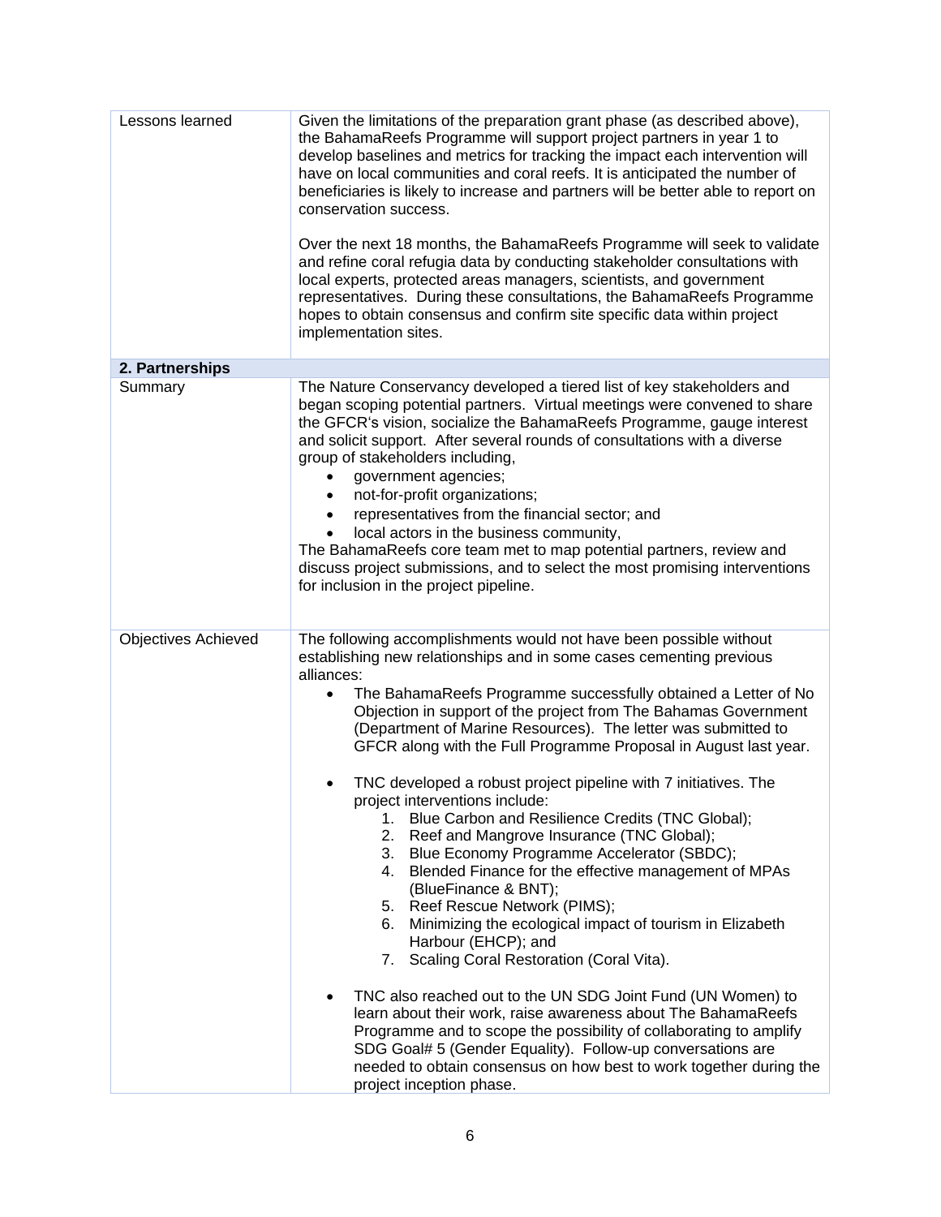| Lessons learned | Given the limitations of the preparation grant phase (as described above), the BahamaReefs Programme will support project partners in year 1 to develop baselines and metrics for tracking the impact each intervention will have on local communities and coral reefs. It is anticipated the number of beneficiaries is likely to increase and partners will be better able to report on conservation success.<br><br>Over the next 18 months, the BahamaReefs Programme will seek to validate and refine coral refugia data by conducting stakeholder consultations with local experts, protected areas managers, scientists, and government representatives. During these consultations, the BahamaReefs Programme hopes to obtain consensus and confirm site specific data within project implementation sites. |
|---|---|
| **2. Partnerships** | |
| Summary | The Nature Conservancy developed a tiered list of key stakeholders and began scoping potential partners. Virtual meetings were convened to share the GFCR's vision, socialize the BahamaReefs Programme, gauge interest and solicit support. After several rounds of consultations with a diverse group of stakeholders including,<br>• government agencies;<br>• not-for-profit organizations;<br>• representatives from the financial sector; and<br>• local actors in the business community,<br>The BahamaReefs core team met to map potential partners, review and discuss project submissions, and to select the most promising interventions for inclusion in the project pipeline. |
| Objectives Achieved | The following accomplishments would not have been possible without establishing new relationships and in some cases cementing previous alliances:<br>• The BahamaReefs Programme successfully obtained a Letter of No Objection in support of the project from The Bahamas Government (Department of Marine Resources). The letter was submitted to GFCR along with the Full Programme Proposal in August last year.<br><br>• TNC developed a robust project pipeline with 7 initiatives. The project interventions include:<br>1. Blue Carbon and Resilience Credits (TNC Global);<br>2. Reef and Mangrove Insurance (TNC Global);<br>3. Blue Economy Programme Accelerator (SBDC);<br>4. Blended Finance for the effective management of MPAs (BlueFinance & BNT);<br>5. Reef Rescue Network (PIMS);<br>6. Minimizing the ecological impact of tourism in Elizabeth Harbour (EHCP); and<br>7. Scaling Coral Restoration (Coral Vita).<br><br>• TNC also reached out to the UN SDG Joint Fund (UN Women) to learn about their work, raise awareness about The BahamaReefs Programme and to scope the possibility of collaborating to amplify SDG Goal# 5 (Gender Equality). Follow-up conversations are needed to obtain consensus on how best to work together during the project inception phase. |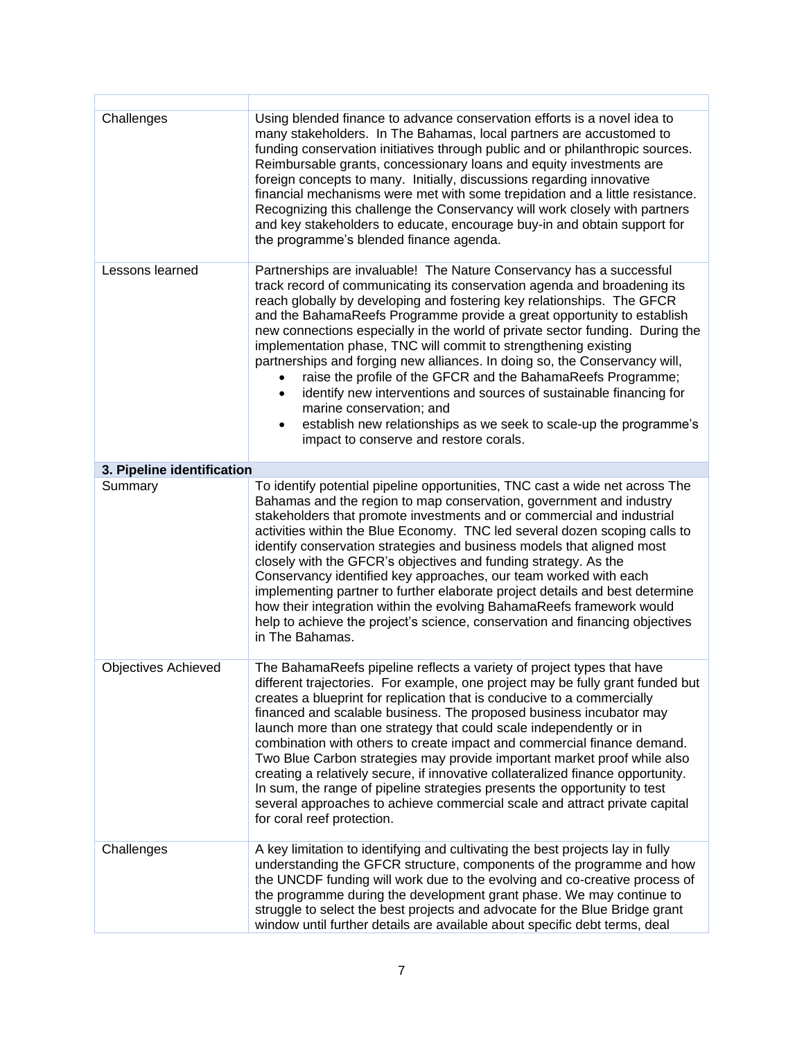| | |
|---|---|
| Challenges | Using blended finance to advance conservation efforts is a novel idea to many stakeholders. In The Bahamas, local partners are accustomed to funding conservation initiatives through public and or philanthropic sources. Reimbursable grants, concessionary loans and equity investments are foreign concepts to many. Initially, discussions regarding innovative financial mechanisms were met with some trepidation and a little resistance. Recognizing this challenge the Conservancy will work closely with partners and key stakeholders to educate, encourage buy-in and obtain support for the programme's blended finance agenda. |
| Lessons learned | Partnerships are invaluable! The Nature Conservancy has a successful track record of communicating its conservation agenda and broadening its reach globally by developing and fostering key relationships. The GFCR and the BahamaReefs Programme provide a great opportunity to establish new connections especially in the world of private sector funding. During the implementation phase, TNC will commit to strengthening existing partnerships and forging new alliances. In doing so, the Conservancy will,<br>• raise the profile of the GFCR and the BahamaReefs Programme;<br>• identify new interventions and sources of sustainable financing for marine conservation; and<br>• establish new relationships as we seek to scale-up the programme's impact to conserve and restore corals. |
| **3. Pipeline identification** | |
| Summary | To identify potential pipeline opportunities, TNC cast a wide net across The Bahamas and the region to map conservation, government and industry stakeholders that promote investments and or commercial and industrial activities within the Blue Economy. TNC led several dozen scoping calls to identify conservation strategies and business models that aligned most closely with the GFCR's objectives and funding strategy. As the Conservancy identified key approaches, our team worked with each implementing partner to further elaborate project details and best determine how their integration within the evolving BahamaReefs framework would help to achieve the project's science, conservation and financing objectives in The Bahamas. |
| Objectives Achieved | The BahamaReefs pipeline reflects a variety of project types that have different trajectories. For example, one project may be fully grant funded but creates a blueprint for replication that is conducive to a commercially financed and scalable business. The proposed business incubator may launch more than one strategy that could scale independently or in combination with others to create impact and commercial finance demand. Two Blue Carbon strategies may provide important market proof while also creating a relatively secure, if innovative collateralized finance opportunity. In sum, the range of pipeline strategies presents the opportunity to test several approaches to achieve commercial scale and attract private capital for coral reef protection. |
| Challenges | A key limitation to identifying and cultivating the best projects lay in fully understanding the GFCR structure, components of the programme and how the UNCDF funding will work due to the evolving and co-creative process of the programme during the development grant phase. We may continue to struggle to select the best projects and advocate for the Blue Bridge grant window until further details are available about specific debt terms, deal |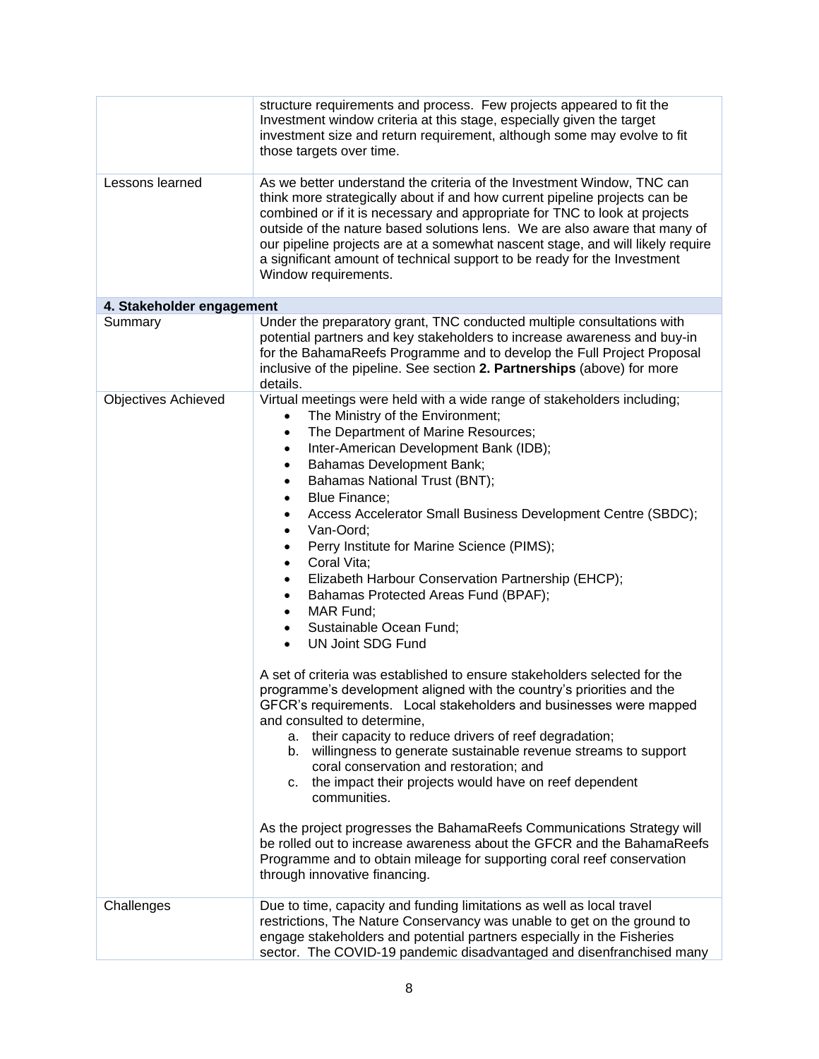| | |
|---|---|
| | structure requirements and process. Few projects appeared to fit the Investment window criteria at this stage, especially given the target investment size and return requirement, although some may evolve to fit those targets over time. |
| Lessons learned | As we better understand the criteria of the Investment Window, TNC can think more strategically about if and how current pipeline projects can be combined or if it is necessary and appropriate for TNC to look at projects outside of the nature based solutions lens. We are also aware that many of our pipeline projects are at a somewhat nascent stage, and will likely require a significant amount of technical support to be ready for the Investment Window requirements. |
| **4. Stakeholder engagement** | |
| Summary | Under the preparatory grant, TNC conducted multiple consultations with potential partners and key stakeholders to increase awareness and buy-in for the BahamaReefs Programme and to develop the Full Project Proposal inclusive of the pipeline. See section **2. Partnerships** (above) for more details. |
| Objectives Achieved | Virtual meetings were held with a wide range of stakeholders including;<br>• The Ministry of the Environment;<br>• The Department of Marine Resources;<br>• Inter-American Development Bank (IDB);<br>• Bahamas Development Bank;<br>• Bahamas National Trust (BNT);<br>• Blue Finance;<br>• Access Accelerator Small Business Development Centre (SBDC);<br>• Van-Oord;<br>• Perry Institute for Marine Science (PIMS);<br>• Coral Vita;<br>• Elizabeth Harbour Conservation Partnership (EHCP);<br>• Bahamas Protected Areas Fund (BPAF);<br>• MAR Fund;<br>• Sustainable Ocean Fund;<br>• UN Joint SDG Fund<br><br>A set of criteria was established to ensure stakeholders selected for the programme's development aligned with the country's priorities and the GFCR's requirements. Local stakeholders and businesses were mapped and consulted to determine,<br>a. their capacity to reduce drivers of reef degradation;<br>b. willingness to generate sustainable revenue streams to support coral conservation and restoration; and<br>c. the impact their projects would have on reef dependent communities.<br><br>As the project progresses the BahamaReefs Communications Strategy will be rolled out to increase awareness about the GFCR and the BahamaReefs Programme and to obtain mileage for supporting coral reef conservation through innovative financing. |
| Challenges | Due to time, capacity and funding limitations as well as local travel restrictions, The Nature Conservancy was unable to get on the ground to engage stakeholders and potential partners especially in the Fisheries sector. The COVID-19 pandemic disadvantaged and disenfranchised many |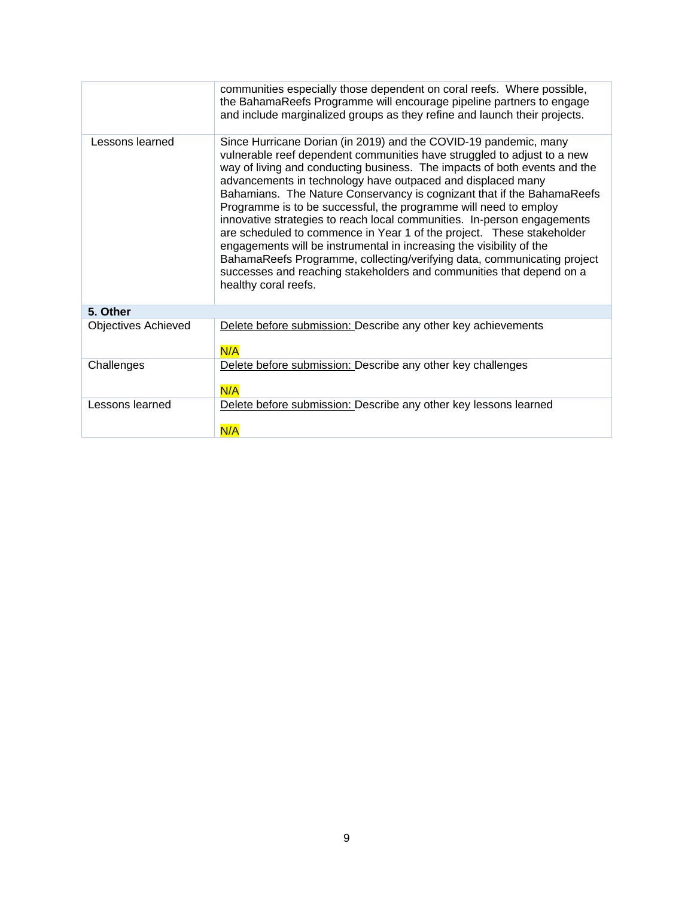| | |
|---|---|
| | communities especially those dependent on coral reefs. Where possible, the BahamaReefs Programme will encourage pipeline partners to engage and include marginalized groups as they refine and launch their projects. |
| Lessons learned | Since Hurricane Dorian (in 2019) and the COVID-19 pandemic, many vulnerable reef dependent communities have struggled to adjust to a new way of living and conducting business. The impacts of both events and the advancements in technology have outpaced and displaced many Bahamians. The Nature Conservancy is cognizant that if the BahamaReefs Programme is to be successful, the programme will need to employ innovative strategies to reach local communities. In-person engagements are scheduled to commence in Year 1 of the project. These stakeholder engagements will be instrumental in increasing the visibility of the BahamaReefs Programme, collecting/verifying data, communicating project successes and reaching stakeholders and communities that depend on a healthy coral reefs. |
| **5. Other** | |
| Objectives Achieved | Delete before submission: Describe any other key achievements<br><br>N/A |
| Challenges | Delete before submission: Describe any other key challenges<br><br>N/A |
| Lessons learned | Delete before submission: Describe any other key lessons learned<br><br>N/A |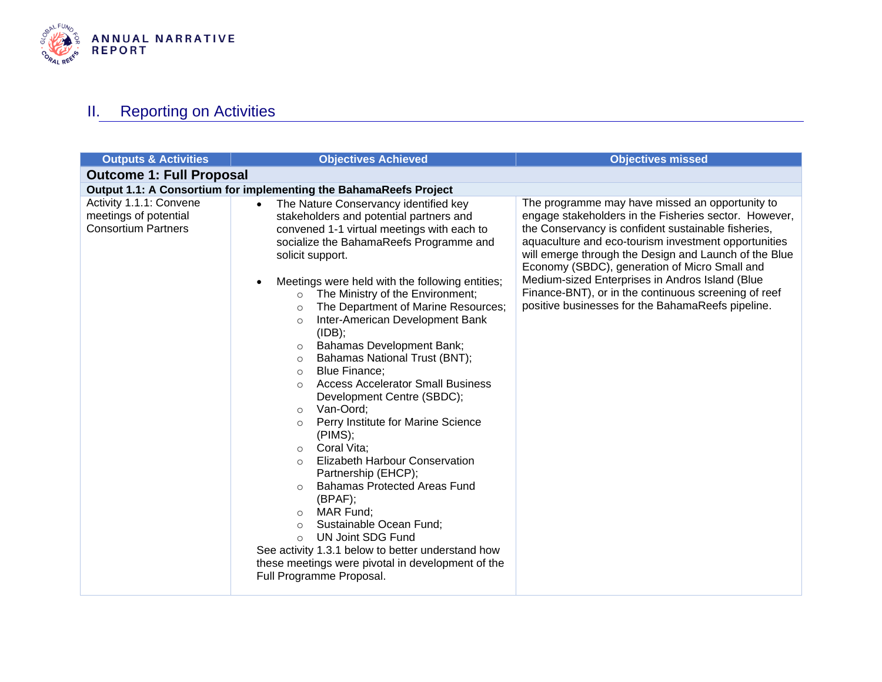## II. Reporting on Activities

| Outputs & Activities | Objectives Achieved | Objectives missed |
|---|---|---|
| **Outcome 1: Full Proposal** | | |
| **Output 1.1: A Consortium for implementing the BahamaReefs Project** | | |
| Activity 1.1.1: Convene meetings of potential Consortium Partners | • The Nature Conservancy identified key stakeholders and potential partners and convened 1-1 virtual meetings with each to socialize the BahamaReefs Programme and solicit support.<br><br>• Meetings were held with the following entities;<br>&nbsp;&nbsp;○ The Ministry of the Environment;<br>&nbsp;&nbsp;○ The Department of Marine Resources;<br>&nbsp;&nbsp;○ Inter-American Development Bank (IDB);<br>&nbsp;&nbsp;○ Bahamas Development Bank;<br>&nbsp;&nbsp;○ Bahamas National Trust (BNT);<br>&nbsp;&nbsp;○ Blue Finance;<br>&nbsp;&nbsp;○ Access Accelerator Small Business Development Centre (SBDC);<br>&nbsp;&nbsp;○ Van-Oord;<br>&nbsp;&nbsp;○ Perry Institute for Marine Science (PIMS);<br>&nbsp;&nbsp;○ Coral Vita;<br>&nbsp;&nbsp;○ Elizabeth Harbour Conservation Partnership (EHCP);<br>&nbsp;&nbsp;○ Bahamas Protected Areas Fund (BPAF);<br>&nbsp;&nbsp;○ MAR Fund;<br>&nbsp;&nbsp;○ Sustainable Ocean Fund;<br>&nbsp;&nbsp;○ UN Joint SDG Fund<br><br>See activity 1.3.1 below to better understand how these meetings were pivotal in development of the Full Programme Proposal. | The programme may have missed an opportunity to engage stakeholders in the Fisheries sector. However, the Conservancy is confident sustainable fisheries, aquaculture and eco-tourism investment opportunities will emerge through the Design and Launch of the Blue Economy (SBDC), generation of Micro Small and Medium-sized Enterprises in Andros Island (Blue Finance-BNT), or in the continuous screening of reef positive businesses for the BahamaReefs pipeline. |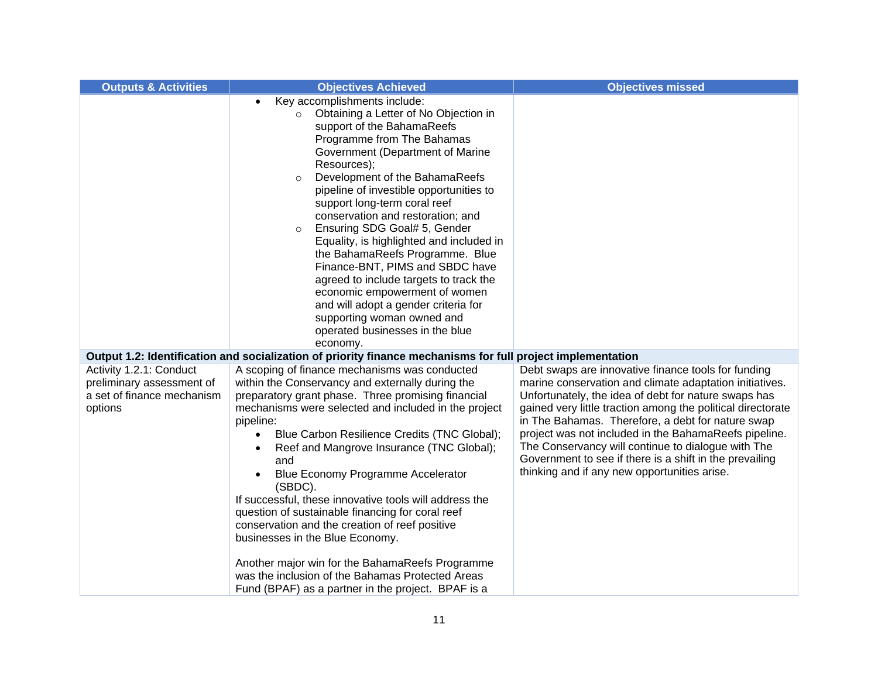| Outputs & Activities | Objectives Achieved | Objectives missed |
| --- | --- | --- |
| | • Key accomplishments include:<br>  ○ Obtaining a Letter of No Objection in support of the BahamaReefs Programme from The Bahamas Government (Department of Marine Resources);<br>  ○ Development of the BahamaReefs pipeline of investible opportunities to support long-term coral reef conservation and restoration; and<br>  ○ Ensuring SDG Goal# 5, Gender Equality, is highlighted and included in the BahamaReefs Programme. Blue Finance-BNT, PIMS and SBDC have agreed to include targets to track the economic empowerment of women and will adopt a gender criteria for supporting woman owned and operated businesses in the blue economy. | |
| **Output 1.2: Identification and socialization of priority finance mechanisms for full project implementation** | | |
| Activity 1.2.1: Conduct preliminary assessment of a set of finance mechanism options | A scoping of finance mechanisms was conducted within the Conservancy and externally during the preparatory grant phase. Three promising financial mechanisms were selected and included in the project pipeline:<br>• Blue Carbon Resilience Credits (TNC Global);<br>• Reef and Mangrove Insurance (TNC Global); and<br>• Blue Economy Programme Accelerator (SBDC).<br>If successful, these innovative tools will address the question of sustainable financing for coral reef conservation and the creation of reef positive businesses in the Blue Economy.<br><br>Another major win for the BahamaReefs Programme was the inclusion of the Bahamas Protected Areas Fund (BPAF) as a partner in the project. BPAF is a | Debt swaps are innovative finance tools for funding marine conservation and climate adaptation initiatives. Unfortunately, the idea of debt for nature swaps has gained very little traction among the political directorate in The Bahamas. Therefore, a debt for nature swap project was not included in the BahamaReefs pipeline. The Conservancy will continue to dialogue with The Government to see if there is a shift in the prevailing thinking and if any new opportunities arise. |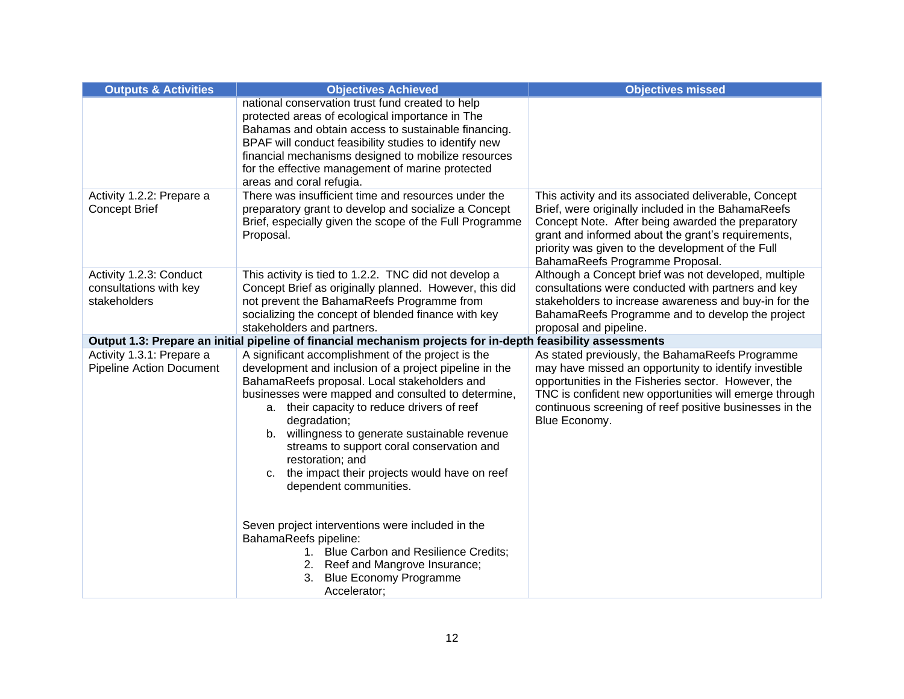| Outputs & Activities | Objectives Achieved | Objectives missed |
|---|---|---|
| | national conservation trust fund created to help protected areas of ecological importance in The Bahamas and obtain access to sustainable financing. BPAF will conduct feasibility studies to identify new financial mechanisms designed to mobilize resources for the effective management of marine protected areas and coral refugia. | |
| Activity 1.2.2: Prepare a Concept Brief | There was insufficient time and resources under the preparatory grant to develop and socialize a Concept Brief, especially given the scope of the Full Programme Proposal. | This activity and its associated deliverable, Concept Brief, were originally included in the BahamaReefs Concept Note. After being awarded the preparatory grant and informed about the grant's requirements, priority was given to the development of the Full BahamaReefs Programme Proposal. |
| Activity 1.2.3: Conduct consultations with key stakeholders | This activity is tied to 1.2.2. TNC did not develop a Concept Brief as originally planned. However, this did not prevent the BahamaReefs Programme from socializing the concept of blended finance with key stakeholders and partners. | Although a Concept brief was not developed, multiple consultations were conducted with partners and key stakeholders to increase awareness and buy-in for the BahamaReefs Programme and to develop the project proposal and pipeline. |
| **Output 1.3: Prepare an initial pipeline of financial mechanism projects for in-depth feasibility assessments** | | |
| Activity 1.3.1: Prepare a Pipeline Action Document | A significant accomplishment of the project is the development and inclusion of a project pipeline in the BahamaReefs proposal. Local stakeholders and businesses were mapped and consulted to determine,<br>a. their capacity to reduce drivers of reef degradation;<br>b. willingness to generate sustainable revenue streams to support coral conservation and restoration; and<br>c. the impact their projects would have on reef dependent communities.<br><br>Seven project interventions were included in the BahamaReefs pipeline:<br>1. Blue Carbon and Resilience Credits;<br>2. Reef and Mangrove Insurance;<br>3. Blue Economy Programme Accelerator; | As stated previously, the BahamaReefs Programme may have missed an opportunity to identify investible opportunities in the Fisheries sector. However, the TNC is confident new opportunities will emerge through continuous screening of reef positive businesses in the Blue Economy. |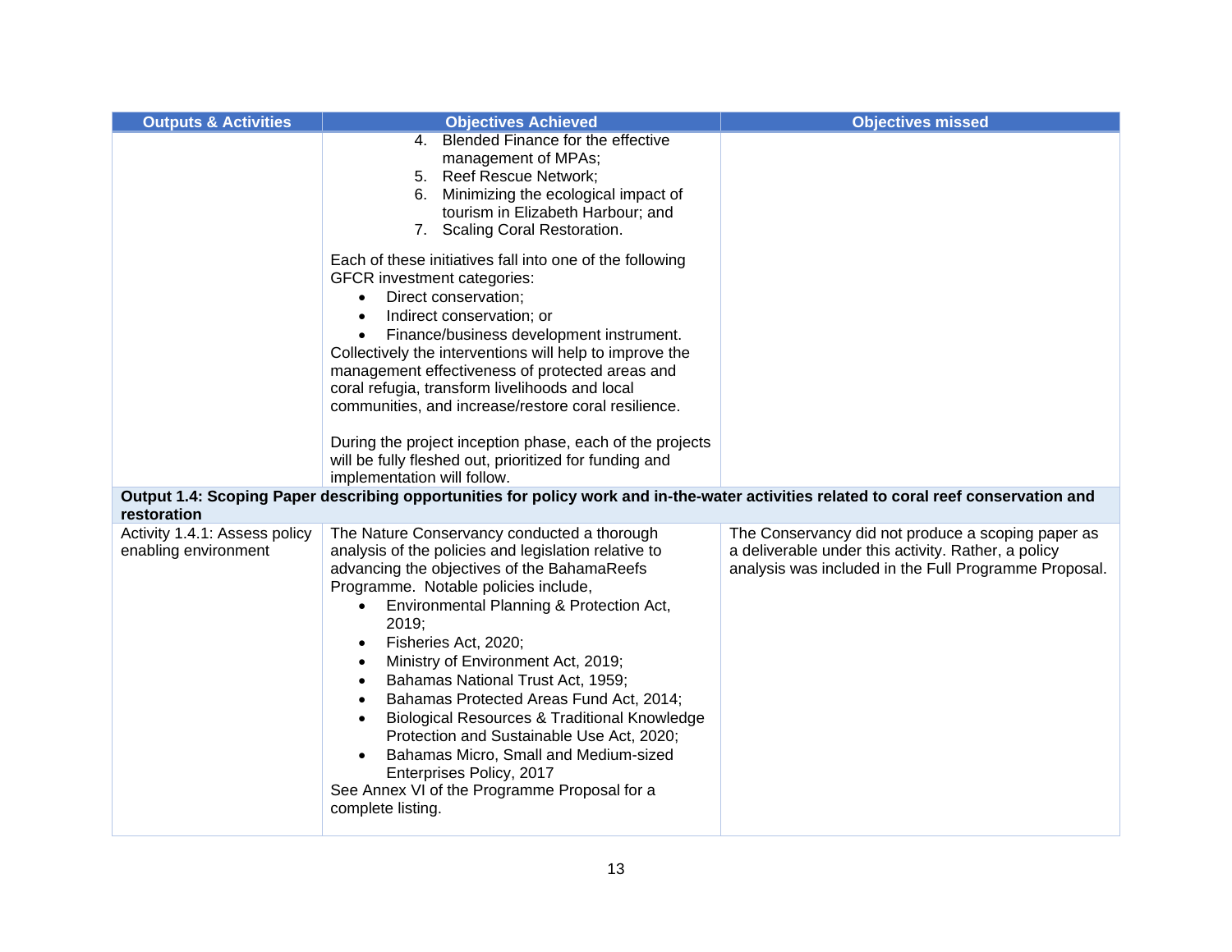| Outputs & Activities | Objectives Achieved | Objectives missed |
|---|---|---|
| | 4. Blended Finance for the effective management of MPAs;<br>5. Reef Rescue Network;<br>6. Minimizing the ecological impact of tourism in Elizabeth Harbour; and<br>7. Scaling Coral Restoration.<br><br>Each of these initiatives fall into one of the following GFCR investment categories:<br>• Direct conservation;<br>• Indirect conservation; or<br>• Finance/business development instrument.<br>Collectively the interventions will help to improve the management effectiveness of protected areas and coral refugia, transform livelihoods and local communities, and increase/restore coral resilience.<br><br>During the project inception phase, each of the projects will be fully fleshed out, prioritized for funding and implementation will follow. | |
| **Output 1.4: Scoping Paper describing opportunities for policy work and in-the-water activities related to coral reef conservation and restoration** | | |
| Activity 1.4.1: Assess policy enabling environment | The Nature Conservancy conducted a thorough analysis of the policies and legislation relative to advancing the objectives of the BahamaReefs Programme. Notable policies include,<br>• Environmental Planning & Protection Act, 2019;<br>• Fisheries Act, 2020;<br>• Ministry of Environment Act, 2019;<br>• Bahamas National Trust Act, 1959;<br>• Bahamas Protected Areas Fund Act, 2014;<br>• Biological Resources & Traditional Knowledge Protection and Sustainable Use Act, 2020;<br>• Bahamas Micro, Small and Medium-sized Enterprises Policy, 2017<br>See Annex VI of the Programme Proposal for a complete listing. | The Conservancy did not produce a scoping paper as a deliverable under this activity. Rather, a policy analysis was included in the Full Programme Proposal. |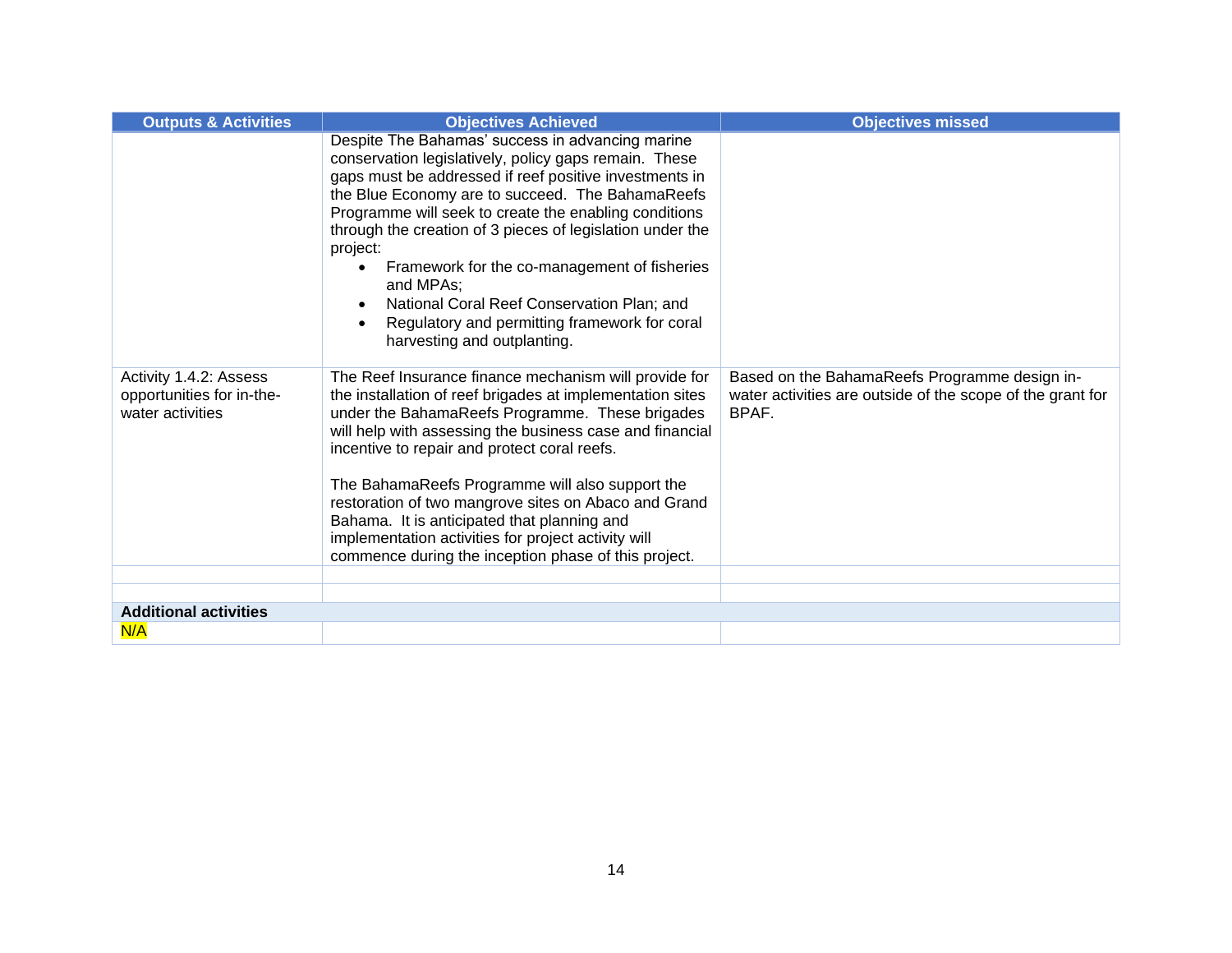| Outputs & Activities | Objectives Achieved | Objectives missed |
|---|---|---|
| | Despite The Bahamas' success in advancing marine conservation legislatively, policy gaps remain. These gaps must be addressed if reef positive investments in the Blue Economy are to succeed. The BahamaReefs Programme will seek to create the enabling conditions through the creation of 3 pieces of legislation under the project: <br>• Framework for the co-management of fisheries and MPAs; <br>• National Coral Reef Conservation Plan; and <br>• Regulatory and permitting framework for coral harvesting and outplanting. | |
| Activity 1.4.2: Assess opportunities for in-the-water activities | The Reef Insurance finance mechanism will provide for the installation of reef brigades at implementation sites under the BahamaReefs Programme. These brigades will help with assessing the business case and financial incentive to repair and protect coral reefs. <br><br>The BahamaReefs Programme will also support the restoration of two mangrove sites on Abaco and Grand Bahama. It is anticipated that planning and implementation activities for project activity will commence during the inception phase of this project. | Based on the BahamaReefs Programme design in-water activities are outside of the scope of the grant for BPAF. |
| | | |
| | | |
| **Additional activities** | | |
| N/A | | |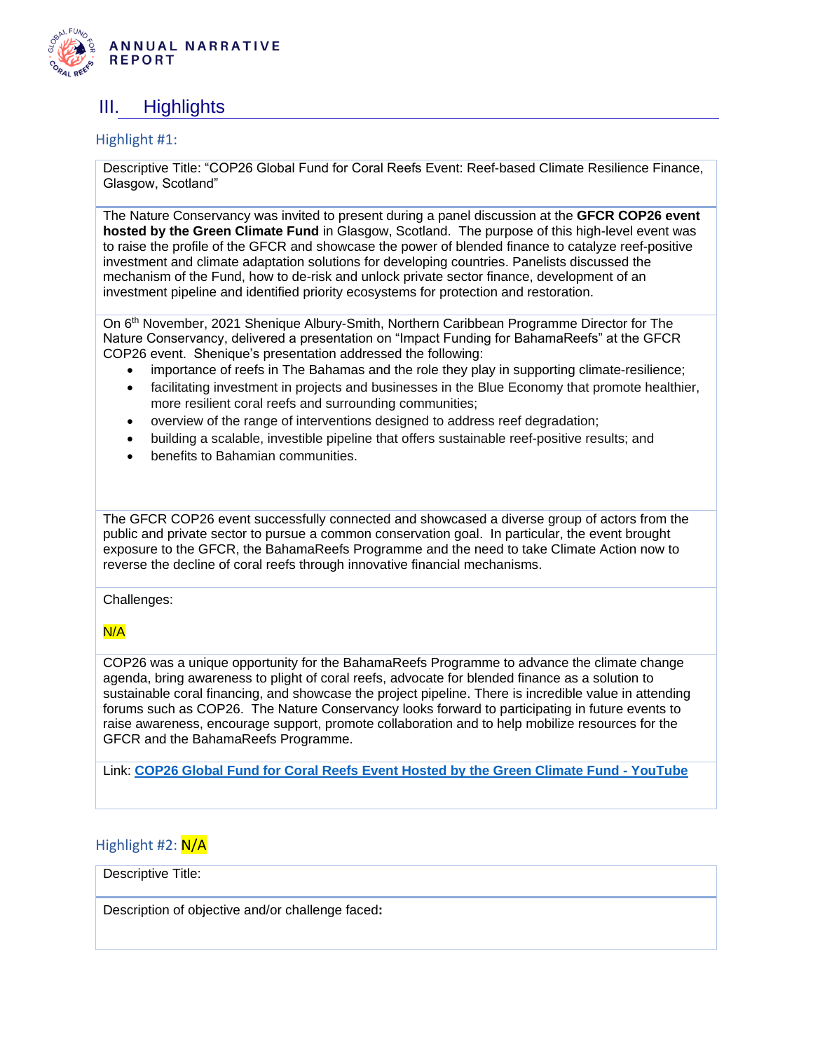# III. Highlights

## Highlight #1:

Descriptive Title: "COP26 Global Fund for Coral Reefs Event: Reef-based Climate Resilience Finance, Glasgow, Scotland"

The Nature Conservancy was invited to present during a panel discussion at the **GFCR COP26 event hosted by the Green Climate Fund** in Glasgow, Scotland. The purpose of this high-level event was to raise the profile of the GFCR and showcase the power of blended finance to catalyze reef-positive investment and climate adaptation solutions for developing countries. Panelists discussed the mechanism of the Fund, how to de-risk and unlock private sector finance, development of an investment pipeline and identified priority ecosystems for protection and restoration.

On 6th November, 2021 Shenique Albury-Smith, Northern Caribbean Programme Director for The Nature Conservancy, delivered a presentation on "Impact Funding for BahamaReefs" at the GFCR COP26 event. Shenique's presentation addressed the following:

- importance of reefs in The Bahamas and the role they play in supporting climate-resilience;
- facilitating investment in projects and businesses in the Blue Economy that promote healthier, more resilient coral reefs and surrounding communities;
- overview of the range of interventions designed to address reef degradation;
- building a scalable, investible pipeline that offers sustainable reef-positive results; and
- benefits to Bahamian communities.

The GFCR COP26 event successfully connected and showcased a diverse group of actors from the public and private sector to pursue a common conservation goal. In particular, the event brought exposure to the GFCR, the BahamaReefs Programme and the need to take Climate Action now to reverse the decline of coral reefs through innovative financial mechanisms.

Challenges:

N/A

COP26 was a unique opportunity for the BahamaReefs Programme to advance the climate change agenda, bring awareness to plight of coral reefs, advocate for blended finance as a solution to sustainable coral financing, and showcase the project pipeline. There is incredible value in attending forums such as COP26. The Nature Conservancy looks forward to participating in future events to raise awareness, encourage support, promote collaboration and to help mobilize resources for the GFCR and the BahamaReefs Programme.

Link: **COP26 Global Fund for Coral Reefs Event Hosted by the Green Climate Fund - YouTube**

## Highlight #2: N/A

Descriptive Title:

Description of objective and/or challenge faced**:**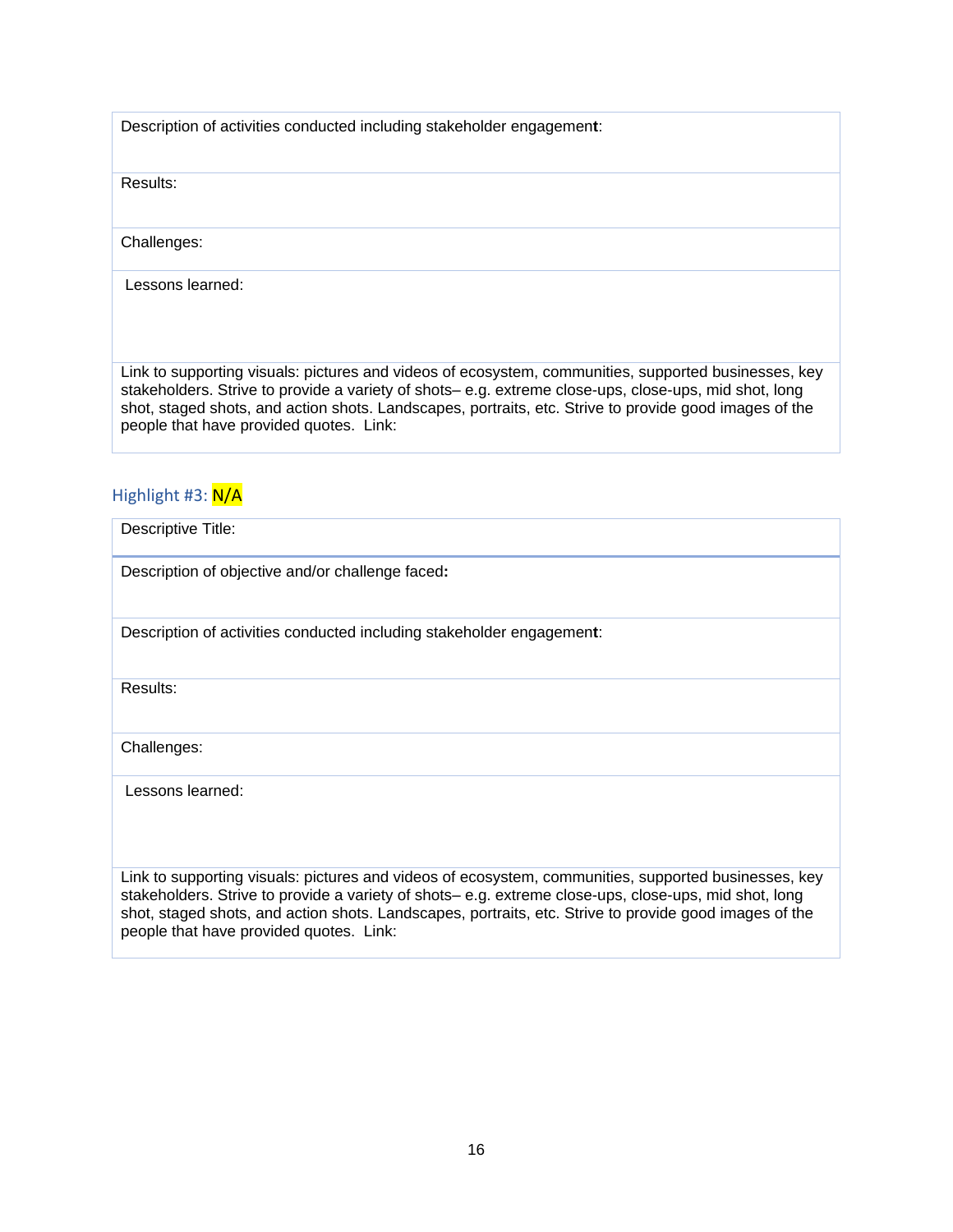| |
|---|
| Description of activities conducted including stakeholder engagement: |
| Results: |
| Challenges: |
| Lessons learned: |
| Link to supporting visuals: pictures and videos of ecosystem, communities, supported businesses, key stakeholders. Strive to provide a variety of shots– e.g. extreme close-ups, close-ups, mid shot, long shot, staged shots, and action shots. Landscapes, portraits, etc. Strive to provide good images of the people that have provided quotes. Link: |

### Highlight #3: N/A

| |
|---|
| Descriptive Title: |
| Description of objective and/or challenge faced**:** |
| Description of activities conducted including stakeholder engagement: |
| Results: |
| Challenges: |
| Lessons learned: |
| Link to supporting visuals: pictures and videos of ecosystem, communities, supported businesses, key stakeholders. Strive to provide a variety of shots– e.g. extreme close-ups, close-ups, mid shot, long shot, staged shots, and action shots. Landscapes, portraits, etc. Strive to provide good images of the people that have provided quotes. Link: |